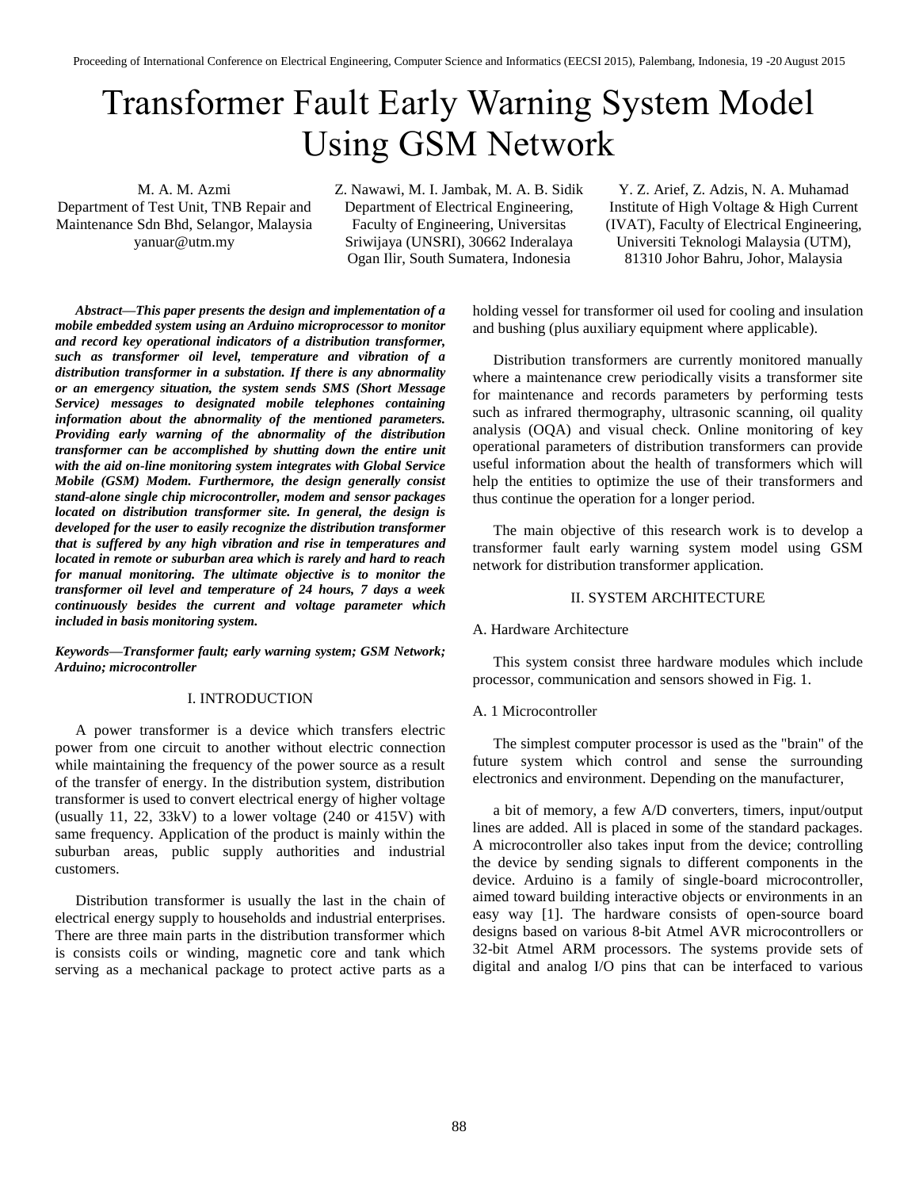# Transformer Fault Early Warning System Model Using GSM Network

M. A. M. Azmi
Department of Test Unit, TNB Repair and Maintenance Sdn Bhd, Selangor, Malaysia
yanuar@utm.my

Z. Nawawi, M. I. Jambak, M. A. B. Sidik
Department of Electrical Engineering, Faculty of Engineering, Universitas Sriwijaya (UNSRI), 30662 Inderalaya Ogan Ilir, South Sumatera, Indonesia

Y. Z. Arief, Z. Adzis, N. A. Muhamad
Institute of High Voltage & High Current (IVAT), Faculty of Electrical Engineering, Universiti Teknologi Malaysia (UTM), 81310 Johor Bahru, Johor, Malaysia

***Abstract*—This paper presents the design and implementation of a mobile embedded system using an Arduino microprocessor to monitor and record key operational indicators of a distribution transformer, such as transformer oil level, temperature and vibration of a distribution transformer in a substation. If there is any abnormality or an emergency situation, the system sends SMS (Short Message Service) messages to designated mobile telephones containing information about the abnormality of the mentioned parameters. Providing early warning of the abnormality of the distribution transformer can be accomplished by shutting down the entire unit with the aid on-line monitoring system integrates with Global Service Mobile (GSM) Modem. Furthermore, the design generally consist stand-alone single chip microcontroller, modem and sensor packages located on distribution transformer site. In general, the design is developed for the user to easily recognize the distribution transformer that is suffered by any high vibration and rise in temperatures and located in remote or suburban area which is rarely and hard to reach for manual monitoring. The ultimate objective is to monitor the transformer oil level and temperature of 24 hours, 7 days a week continuously besides the current and voltage parameter which included in basis monitoring system.**

***Keywords*—Transformer fault; early warning system; GSM Network; Arduino; microcontroller**

## I. INTRODUCTION

A power transformer is a device which transfers electric power from one circuit to another without electric connection while maintaining the frequency of the power source as a result of the transfer of energy. In the distribution system, distribution transformer is used to convert electrical energy of higher voltage (usually 11, 22, 33kV) to a lower voltage (240 or 415V) with same frequency. Application of the product is mainly within the suburban areas, public supply authorities and industrial customers.

Distribution transformer is usually the last in the chain of electrical energy supply to households and industrial enterprises. There are three main parts in the distribution transformer which is consists coils or winding, magnetic core and tank which serving as a mechanical package to protect active parts as a holding vessel for transformer oil used for cooling and insulation and bushing (plus auxiliary equipment where applicable).

Distribution transformers are currently monitored manually where a maintenance crew periodically visits a transformer site for maintenance and records parameters by performing tests such as infrared thermography, ultrasonic scanning, oil quality analysis (OQA) and visual check. Online monitoring of key operational parameters of distribution transformers can provide useful information about the health of transformers which will help the entities to optimize the use of their transformers and thus continue the operation for a longer period.

The main objective of this research work is to develop a transformer fault early warning system model using GSM network for distribution transformer application.

## II. SYSTEM ARCHITECTURE

### A. Hardware Architecture

This system consist three hardware modules which include processor, communication and sensors showed in Fig. 1.

### A. 1 Microcontroller

The simplest computer processor is used as the "brain" of the future system which control and sense the surrounding electronics and environment. Depending on the manufacturer,

a bit of memory, a few A/D converters, timers, input/output lines are added. All is placed in some of the standard packages. A microcontroller also takes input from the device; controlling the device by sending signals to different components in the device. Arduino is a family of single-board microcontroller, aimed toward building interactive objects or environments in an easy way [1]. The hardware consists of open-source board designs based on various 8-bit Atmel AVR microcontrollers or 32-bit Atmel ARM processors. The systems provide sets of digital and analog I/O pins that can be interfaced to various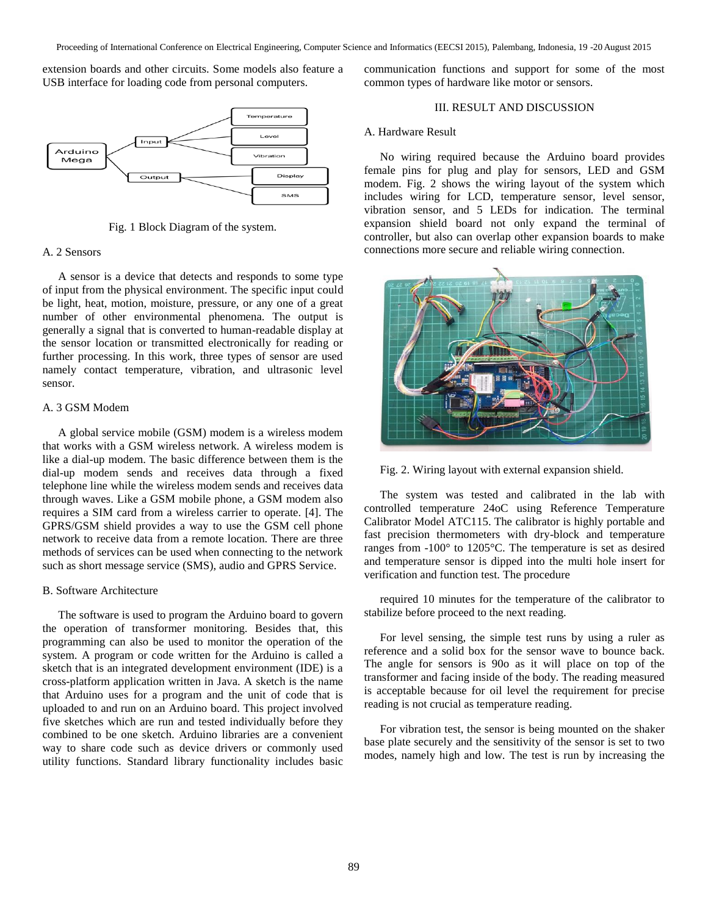extension boards and other circuits. Some models also feature a USB interface for loading code from personal computers.

Fig. 1 Block Diagram of the system.

## A. 2 Sensors

A sensor is a device that detects and responds to some type of input from the physical environment. The specific input could be light, heat, motion, moisture, pressure, or any one of a great number of other environmental phenomena. The output is generally a signal that is converted to human-readable display at the sensor location or transmitted electronically for reading or further processing. In this work, three types of sensor are used namely contact temperature, vibration, and ultrasonic level sensor.

## A. 3 GSM Modem

A global service mobile (GSM) modem is a wireless modem that works with a GSM wireless network. A wireless modem is like a dial-up modem. The basic difference between them is the dial-up modem sends and receives data through a fixed telephone line while the wireless modem sends and receives data through waves. Like a GSM mobile phone, a GSM modem also requires a SIM card from a wireless carrier to operate. [4]. The GPRS/GSM shield provides a way to use the GSM cell phone network to receive data from a remote location. There are three methods of services can be used when connecting to the network such as short message service (SMS), audio and GPRS Service.

## B. Software Architecture

The software is used to program the Arduino board to govern the operation of transformer monitoring. Besides that, this programming can also be used to monitor the operation of the system. A program or code written for the Arduino is called a sketch that is an integrated development environment (IDE) is a cross-platform application written in Java. A sketch is the name that Arduino uses for a program and the unit of code that is uploaded to and run on an Arduino board. This project involved five sketches which are run and tested individually before they combined to be one sketch. Arduino libraries are a convenient way to share code such as device drivers or commonly used utility functions. Standard library functionality includes basic communication functions and support for some of the most common types of hardware like motor or sensors.

# III. RESULT AND DISCUSSION

## A. Hardware Result

No wiring required because the Arduino board provides female pins for plug and play for sensors, LED and GSM modem. Fig. 2 shows the wiring layout of the system which includes wiring for LCD, temperature sensor, level sensor, vibration sensor, and 5 LEDs for indication. The terminal expansion shield board not only expand the terminal of controller, but also can overlap other expansion boards to make connections more secure and reliable wiring connection.

Fig. 2. Wiring layout with external expansion shield.

The system was tested and calibrated in the lab with controlled temperature 24oC using Reference Temperature Calibrator Model ATC115. The calibrator is highly portable and fast precision thermometers with dry-block and temperature ranges from -100° to 1205°C. The temperature is set as desired and temperature sensor is dipped into the multi hole insert for verification and function test. The procedure

required 10 minutes for the temperature of the calibrator to stabilize before proceed to the next reading.

For level sensing, the simple test runs by using a ruler as reference and a solid box for the sensor wave to bounce back. The angle for sensors is 90o as it will place on top of the transformer and facing inside of the body. The reading measured is acceptable because for oil level the requirement for precise reading is not crucial as temperature reading.

For vibration test, the sensor is being mounted on the shaker base plate securely and the sensitivity of the sensor is set to two modes, namely high and low. The test is run by increasing the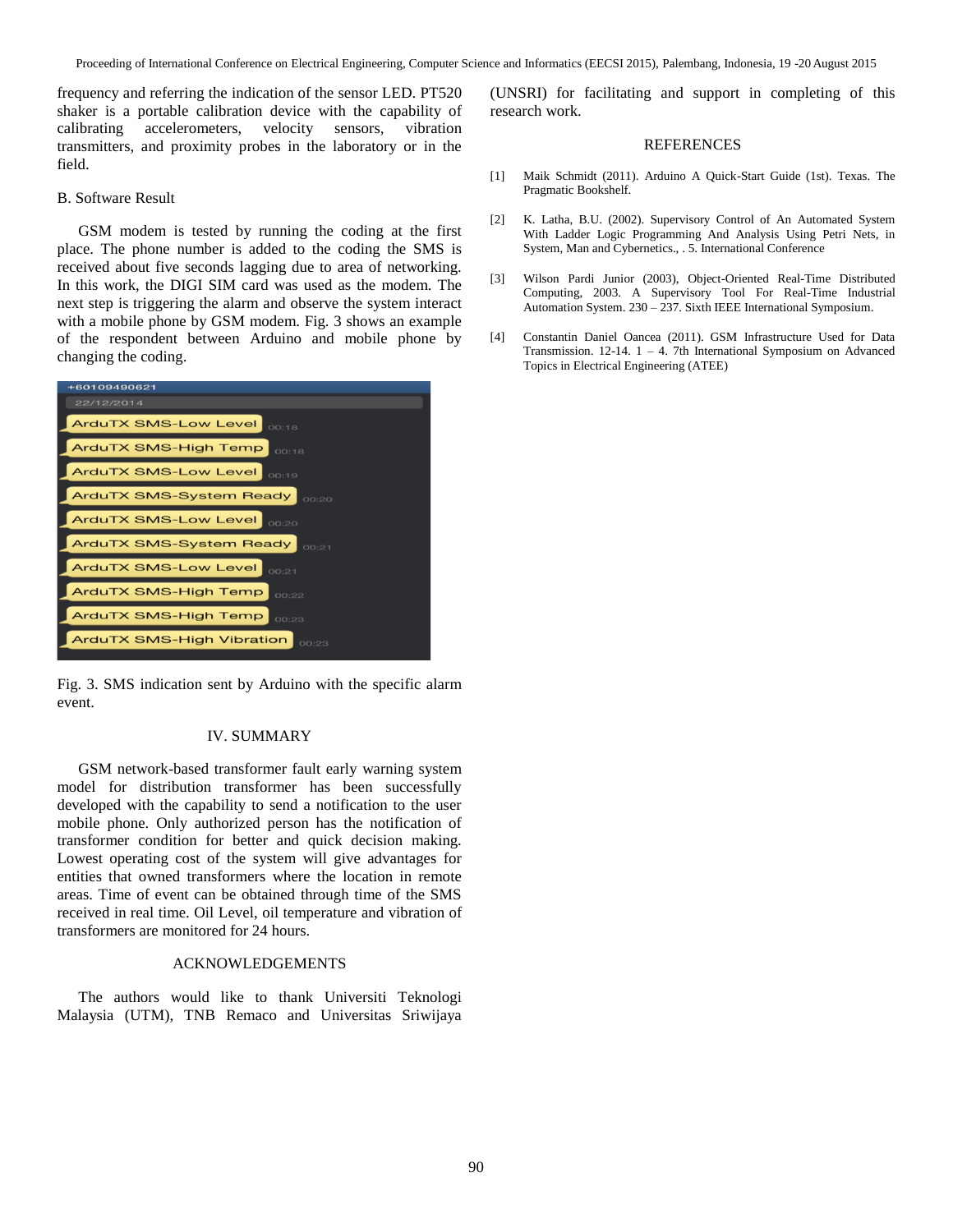frequency and referring the indication of the sensor LED. PT520 shaker is a portable calibration device with the capability of calibrating accelerometers, velocity sensors, vibration transmitters, and proximity probes in the laboratory or in the field.

B. Software Result

GSM modem is tested by running the coding at the first place. The phone number is added to the coding the SMS is received about five seconds lagging due to area of networking. In this work, the DIGI SIM card was used as the modem. The next step is triggering the alarm and observe the system interact with a mobile phone by GSM modem. Fig. 3 shows an example of the respondent between Arduino and mobile phone by changing the coding.

+60109490621
22/12/2014
ArduTX SMS-Low Level 00:18
ArduTX SMS-High Temp 00:18
ArduTX SMS-Low Level 00:19
ArduTX SMS-System Ready 00:20
ArduTX SMS-Low Level 00:20
ArduTX SMS-System Ready 00:21
ArduTX SMS-Low Level 00:21
ArduTX SMS-High Temp 00:22
ArduTX SMS-High Temp 00:23
ArduTX SMS-High Vibration 00:23

Fig. 3. SMS indication sent by Arduino with the specific alarm event.

## IV. SUMMARY

GSM network-based transformer fault early warning system model for distribution transformer has been successfully developed with the capability to send a notification to the user mobile phone. Only authorized person has the notification of transformer condition for better and quick decision making. Lowest operating cost of the system will give advantages for entities that owned transformers where the location in remote areas. Time of event can be obtained through time of the SMS received in real time. Oil Level, oil temperature and vibration of transformers are monitored for 24 hours.

## ACKNOWLEDGEMENTS

The authors would like to thank Universiti Teknologi Malaysia (UTM), TNB Remaco and Universitas Sriwijaya (UNSRI) for facilitating and support in completing of this research work.

## REFERENCES

[1] Maik Schmidt (2011). Arduino A Quick-Start Guide (1st). Texas. The Pragmatic Bookshelf.

[2] K. Latha, B.U. (2002). Supervisory Control of An Automated System With Ladder Logic Programming And Analysis Using Petri Nets, in System, Man and Cybernetics., . 5. International Conference

[3] Wilson Pardi Junior (2003), Object-Oriented Real-Time Distributed Computing, 2003. A Supervisory Tool For Real-Time Industrial Automation System. 230 – 237. Sixth IEEE International Symposium.

[4] Constantin Daniel Oancea (2011). GSM Infrastructure Used for Data Transmission. 12-14. 1 – 4. 7th International Symposium on Advanced Topics in Electrical Engineering (ATEE)